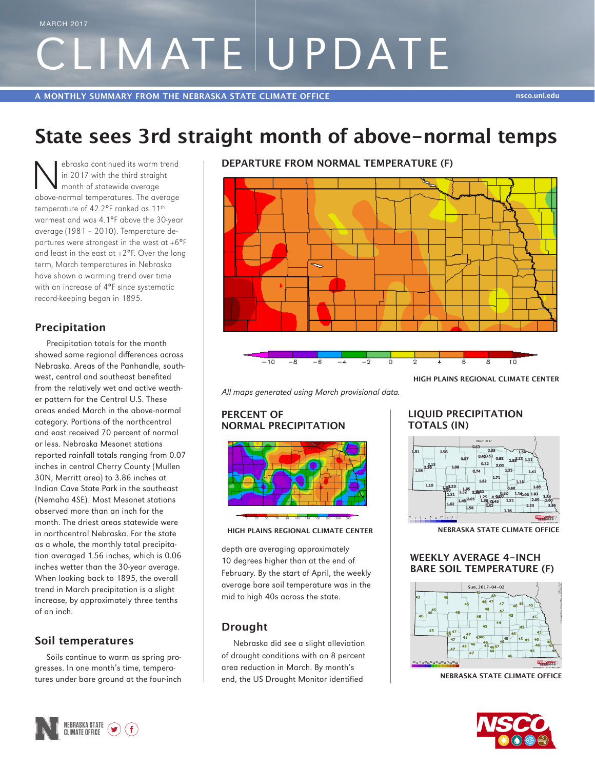MARCH 2017

# CLIMATE UPDATE

A MONTHLY SUMMARY FROM THE NEBRASKA STATE CLIMATE OFFICE

nsco.unl.edu

# State sees 3rd straight month of above-normal temps

Nebraska continued its warm trend in 2017 with the third straight month of statewide average above-normal temperatures. The average temperature of 42.2°F ranked as 11th warmest and was 4.1°F above the 30-year average (1981 – 2010). Temperature departures were strongest in the west at +6°F and least in the east at +2°F. Over the long term, March temperatures in Nebraska have shown a warming trend over time with an increase of 4°F since systematic record-keeping began in 1895.

## Precipitation

Precipitation totals for the month showed some regional differences across Nebraska. Areas of the Panhandle, southwest, central and southeast benefited from the relatively wet and active weather pattern for the Central U.S. These areas ended March in the above-normal category. Portions of the northcentral and east received 70 percent of normal or less. Nebraska Mesonet stations reported rainfall totals ranging from 0.07 inches in central Cherry County (Mullen 30N, Merritt area) to 3.86 inches at Indian Cave State Park in the southeast (Nemaha 4SE). Most Mesonet stations observed more than an inch for the month. The driest areas statewide were in northcentral Nebraska. For the state as a whole, the monthly total precipitation averaged 1.56 inches, which is 0.06 inches wetter than the 30-year average. When looking back to 1895, the overall trend in March precipitation is a slight increase, by approximately three tenths of an inch.

## Soil temperatures

Soils continue to warm as spring progresses. In one month's time, temperatures under bare ground at the four-inch depth are averaging approximately 10 degrees higher than at the end of February. By the start of April, the weekly average bare soil temperature was in the mid to high 40s across the state.

## Drought

Nebraska did see a slight alleviation of drought conditions with an 8 percent area reduction in March. By month's end, the US Drought Monitor identified

**DEPARTURE FROM NORMAL TEMPERATURE (F)**

HIGH PLAINS REGIONAL CLIMATE CENTER

*All maps generated using March provisional data.*

**PERCENT OF NORMAL PRECIPITATION**

HIGH PLAINS REGIONAL CLIMATE CENTER

**LIQUID PRECIPITATION TOTALS (IN)**

NEBRASKA STATE CLIMATE OFFICE

**WEEKLY AVERAGE 4-INCH BARE SOIL TEMPERATURE (F)**

NEBRASKA STATE CLIMATE OFFICE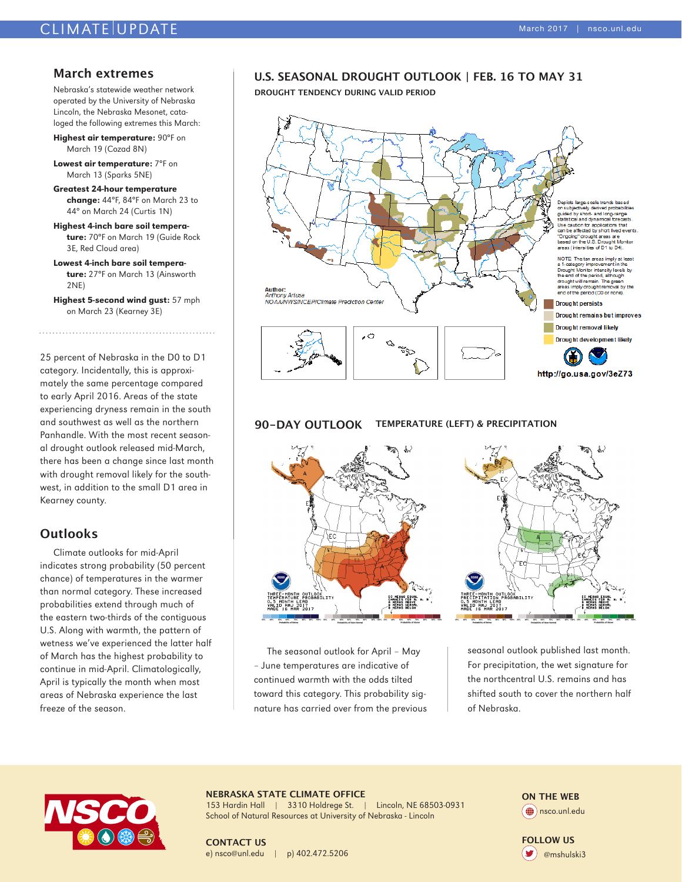## March extremes

Nebraska's statewide weather network operated by the University of Nebraska Lincoln, the Nebraska Mesonet, cataloged the following extremes this March:

**Highest air temperature:** 90°F on March 19 (Cozad 8N)

**Lowest air temperature:** 7°F on March 13 (Sparks 5NE)

**Greatest 24-hour temperature change:** 44°F, 84°F on March 23 to 44° on March 24 (Curtis 1N)

**Highest 4-inch bare soil temperature:** 70°F on March 19 (Guide Rock 3E, Red Cloud area)

**Lowest 4-inch bare soil temperature:** 27°F on March 13 (Ainsworth 2NE)

**Highest 5-second wind gust:** 57 mph on March 23 (Kearney 3E)

25 percent of Nebraska in the D0 to D1 category. Incidentally, this is approximately the same percentage compared to early April 2016. Areas of the state experiencing dryness remain in the south and southwest as well as the northern Panhandle. With the most recent seasonal drought outlook released mid-March, there has been a change since last month with drought removal likely for the southwest, in addition to the small D1 area in Kearney county.

## Outlooks

Climate outlooks for mid-April indicates strong probability (50 percent chance) of temperatures in the warmer than normal category. These increased probabilities extend through much of the eastern two-thirds of the contiguous U.S. Along with warmth, the pattern of wetness we've experienced the latter half of March has the highest probability to continue in mid-April. Climatologically, April is typically the month when most areas of Nebraska experience the last freeze of the season.

## U.S. SEASONAL DROUGHT OUTLOOK | FEB. 16 TO MAY 31

**DROUGHT TENDENCY DURING VALID PERIOD**

Author:
*Anthony Artusa*
*NOAA/NWS/NCEP/Climate Prediction Center*

Depicts large-scale trends based on subjectively derived probabilities guided by short- and long-range statistical and dynamical forecasts. Use caution for applications that can be affected by short lived events. "Ongoing" drought areas are based on the U.S. Drought Monitor areas (intensities of D1 to D4).

NOTE: The tan areas imply at least a 1-category improvement in the Drought Monitor intensity levels by the end of the period, although drought will remain. The green areas imply drought removal by the end of the period (D0 or none).

Drought persists
Drought remains but improves
Drought removal likely
Drought development likely

http://go.usa.gov/3eZ73

## 90-DAY OUTLOOK TEMPERATURE (LEFT) & PRECIPITATION

THREE-MONTH OUTLOOK
TEMPERATURE PROBABILITY
0.5 MONTH LEAD
VALID AMJ 2017
MADE 16 MAR 2017

THREE-MONTH OUTLOOK
PRECIPITATION PROBABILITY
0.5 MONTH LEAD
VALID AMJ 2017
MADE 16 MAR 2017

The seasonal outlook for April – May – June temperatures are indicative of continued warmth with the odds tilted toward this category. This probability signature has carried over from the previous seasonal outlook published last month. For precipitation, the wet signature for the northcentral U.S. remains and has shifted south to cover the northern half of Nebraska.

**NEBRASKA STATE CLIMATE OFFICE**
153 Hardin Hall | 3310 Holdrege St. | Lincoln, NE 68503-0931
School of Natural Resources at University of Nebraska - Lincoln

**CONTACT US**
e) nsco@unl.edu | p) 402.472.5206

**ON THE WEB**
nsco.unl.edu

**FOLLOW US**
@mshulski3